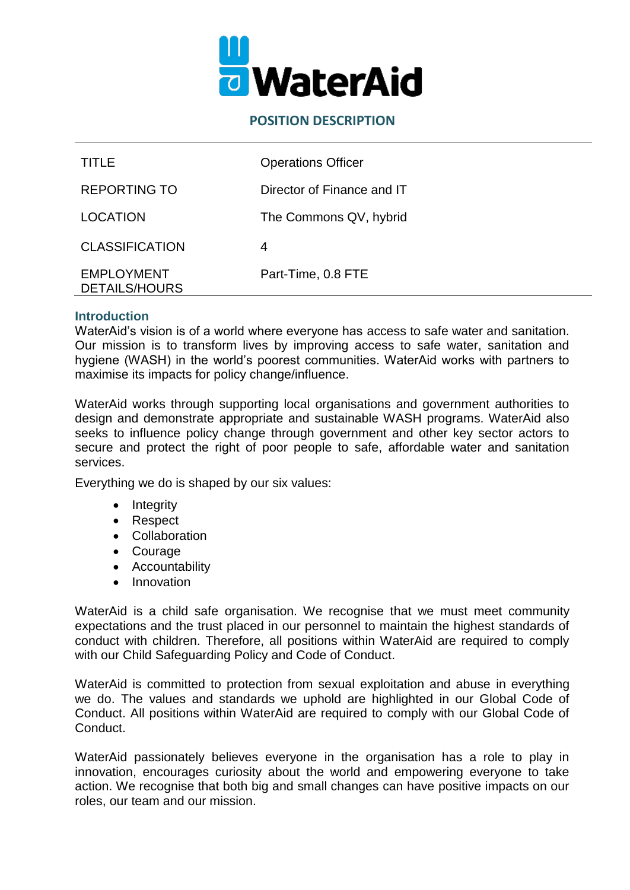WaterAid

# POSITION DESCRIPTION

| | |
|---|---|
| TITLE | Operations Officer |
| REPORTING TO | Director of Finance and IT |
| LOCATION | The Commons QV, hybrid |
| CLASSIFICATION | 4 |
| EMPLOYMENT DETAILS/HOURS | Part-Time, 0.8 FTE |

## Introduction

WaterAid's vision is of a world where everyone has access to safe water and sanitation. Our mission is to transform lives by improving access to safe water, sanitation and hygiene (WASH) in the world's poorest communities. WaterAid works with partners to maximise its impacts for policy change/influence.

WaterAid works through supporting local organisations and government authorities to design and demonstrate appropriate and sustainable WASH programs. WaterAid also seeks to influence policy change through government and other key sector actors to secure and protect the right of poor people to safe, affordable water and sanitation services.

Everything we do is shaped by our six values:

- Integrity
- Respect
- Collaboration
- Courage
- Accountability
- Innovation

WaterAid is a child safe organisation. We recognise that we must meet community expectations and the trust placed in our personnel to maintain the highest standards of conduct with children. Therefore, all positions within WaterAid are required to comply with our Child Safeguarding Policy and Code of Conduct.

WaterAid is committed to protection from sexual exploitation and abuse in everything we do. The values and standards we uphold are highlighted in our Global Code of Conduct. All positions within WaterAid are required to comply with our Global Code of Conduct.

WaterAid passionately believes everyone in the organisation has a role to play in innovation, encourages curiosity about the world and empowering everyone to take action. We recognise that both big and small changes can have positive impacts on our roles, our team and our mission.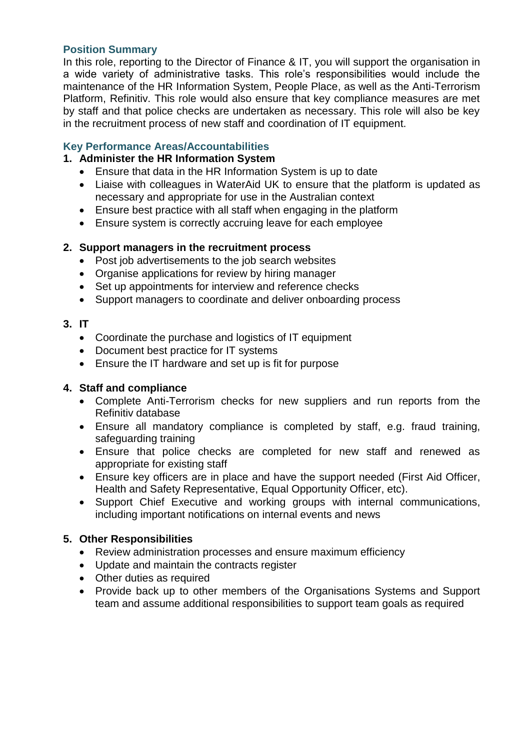## Position Summary

In this role, reporting to the Director of Finance & IT, you will support the organisation in a wide variety of administrative tasks. This role's responsibilities would include the maintenance of the HR Information System, People Place, as well as the Anti-Terrorism Platform, Refinitiv. This role would also ensure that key compliance measures are met by staff and that police checks are undertaken as necessary. This role will also be key in the recruitment process of new staff and coordination of IT equipment.

## Key Performance Areas/Accountabilities

1. **Administer the HR Information System**
   - Ensure that data in the HR Information System is up to date
   - Liaise with colleagues in WaterAid UK to ensure that the platform is updated as necessary and appropriate for use in the Australian context
   - Ensure best practice with all staff when engaging in the platform
   - Ensure system is correctly accruing leave for each employee

2. **Support managers in the recruitment process**
   - Post job advertisements to the job search websites
   - Organise applications for review by hiring manager
   - Set up appointments for interview and reference checks
   - Support managers to coordinate and deliver onboarding process

3. **IT**
   - Coordinate the purchase and logistics of IT equipment
   - Document best practice for IT systems
   - Ensure the IT hardware and set up is fit for purpose

4. **Staff and compliance**
   - Complete Anti-Terrorism checks for new suppliers and run reports from the Refinitiv database
   - Ensure all mandatory compliance is completed by staff, e.g. fraud training, safeguarding training
   - Ensure that police checks are completed for new staff and renewed as appropriate for existing staff
   - Ensure key officers are in place and have the support needed (First Aid Officer, Health and Safety Representative, Equal Opportunity Officer, etc).
   - Support Chief Executive and working groups with internal communications, including important notifications on internal events and news

5. **Other Responsibilities**
   - Review administration processes and ensure maximum efficiency
   - Update and maintain the contracts register
   - Other duties as required
   - Provide back up to other members of the Organisations Systems and Support team and assume additional responsibilities to support team goals as required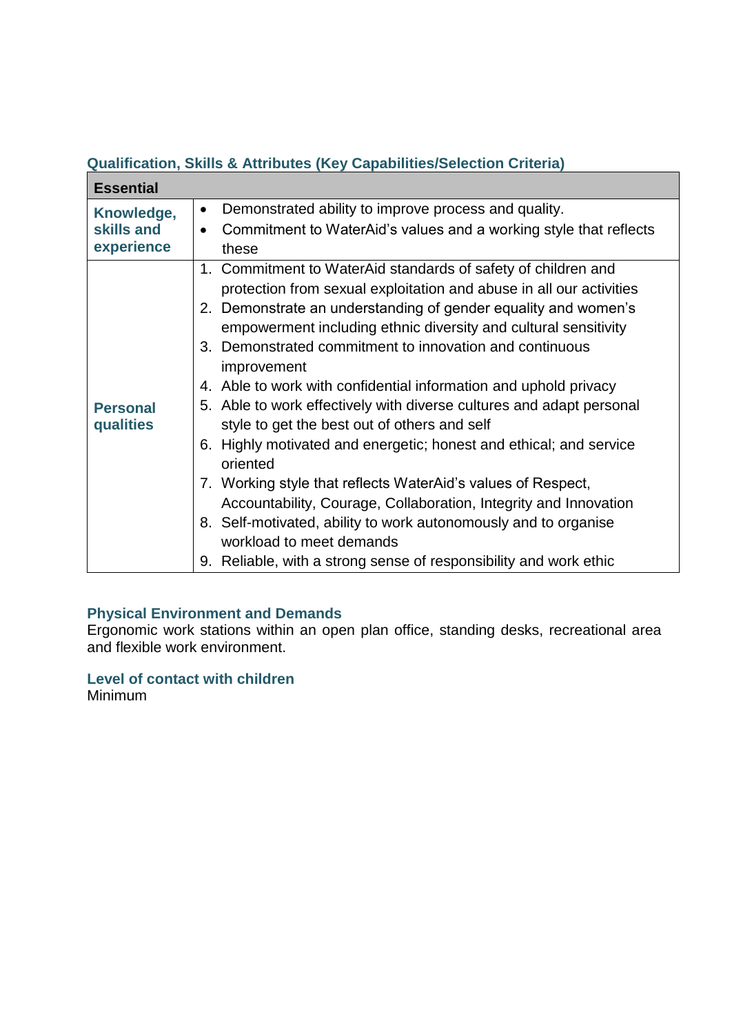## Qualification, Skills & Attributes (Key Capabilities/Selection Criteria)

| Essential | |
|---|---|
| **Knowledge, skills and experience** | • Demonstrated ability to improve process and quality.<br>• Commitment to WaterAid's values and a working style that reflects these |
| **Personal qualities** | 1. Commitment to WaterAid standards of safety of children and protection from sexual exploitation and abuse in all our activities<br>2. Demonstrate an understanding of gender equality and women's empowerment including ethnic diversity and cultural sensitivity<br>3. Demonstrated commitment to innovation and continuous improvement<br>4. Able to work with confidential information and uphold privacy<br>5. Able to work effectively with diverse cultures and adapt personal style to get the best out of others and self<br>6. Highly motivated and energetic; honest and ethical; and service oriented<br>7. Working style that reflects WaterAid's values of Respect, Accountability, Courage, Collaboration, Integrity and Innovation<br>8. Self-motivated, ability to work autonomously and to organise workload to meet demands<br>9. Reliable, with a strong sense of responsibility and work ethic |

### Physical Environment and Demands

Ergonomic work stations within an open plan office, standing desks, recreational area and flexible work environment.

### Level of contact with children

Minimum